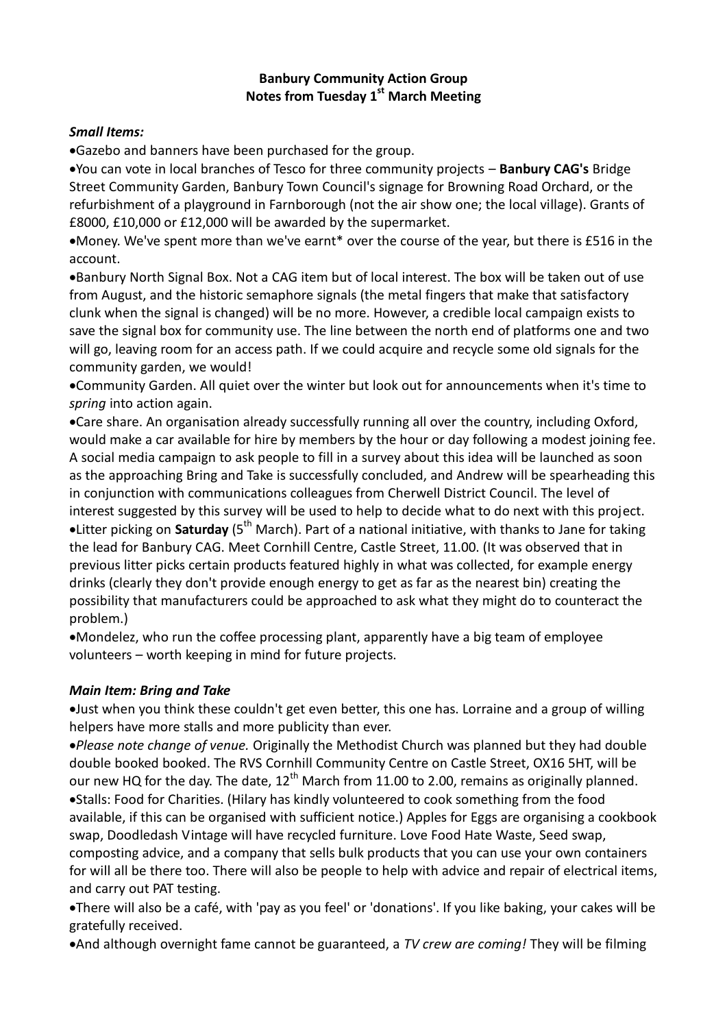**Banbury Community Action Group**
**Notes from Tuesday 1st March Meeting**

***Small Items:***

- Gazebo and banners have been purchased for the group.
- You can vote in local branches of Tesco for three community projects – **Banbury CAG's** Bridge Street Community Garden, Banbury Town Council's signage for Browning Road Orchard, or the refurbishment of a playground in Farnborough (not the air show one; the local village). Grants of £8000, £10,000 or £12,000 will be awarded by the supermarket.
- Money. We've spent more than we've earnt* over the course of the year, but there is £516 in the account.
- Banbury North Signal Box. Not a CAG item but of local interest. The box will be taken out of use from August, and the historic semaphore signals (the metal fingers that make that satisfactory clunk when the signal is changed) will be no more. However, a credible local campaign exists to save the signal box for community use. The line between the north end of platforms one and two will go, leaving room for an access path. If we could acquire and recycle some old signals for the community garden, we would!
- Community Garden. All quiet over the winter but look out for announcements when it's time to *spring* into action again.
- Care share. An organisation already successfully running all over the country, including Oxford, would make a car available for hire by members by the hour or day following a modest joining fee. A social media campaign to ask people to fill in a survey about this idea will be launched as soon as the approaching Bring and Take is successfully concluded, and Andrew will be spearheading this in conjunction with communications colleagues from Cherwell District Council. The level of interest suggested by this survey will be used to help to decide what to do next with this project.
- Litter picking on **Saturday** (5th March). Part of a national initiative, with thanks to Jane for taking the lead for Banbury CAG. Meet Cornhill Centre, Castle Street, 11.00. (It was observed that in previous litter picks certain products featured highly in what was collected, for example energy drinks (clearly they don't provide enough energy to get as far as the nearest bin) creating the possibility that manufacturers could be approached to ask what they might do to counteract the problem.)
- Mondelez, who run the coffee processing plant, apparently have a big team of employee volunteers – worth keeping in mind for future projects.

***Main Item: Bring and Take***

- Just when you think these couldn't get even better, this one has. Lorraine and a group of willing helpers have more stalls and more publicity than ever.
- *Please note change of venue.* Originally the Methodist Church was planned but they had double double booked booked. The RVS Cornhill Community Centre on Castle Street, OX16 5HT, will be our new HQ for the day. The date, 12th March from 11.00 to 2.00, remains as originally planned.
- Stalls: Food for Charities. (Hilary has kindly volunteered to cook something from the food available, if this can be organised with sufficient notice.) Apples for Eggs are organising a cookbook swap, Doodledash Vintage will have recycled furniture. Love Food Hate Waste, Seed swap, composting advice, and a company that sells bulk products that you can use your own containers for will all be there too. There will also be people to help with advice and repair of electrical items, and carry out PAT testing.
- There will also be a café, with 'pay as you feel' or 'donations'. If you like baking, your cakes will be gratefully received.
- And although overnight fame cannot be guaranteed, a *TV crew are coming!* They will be filming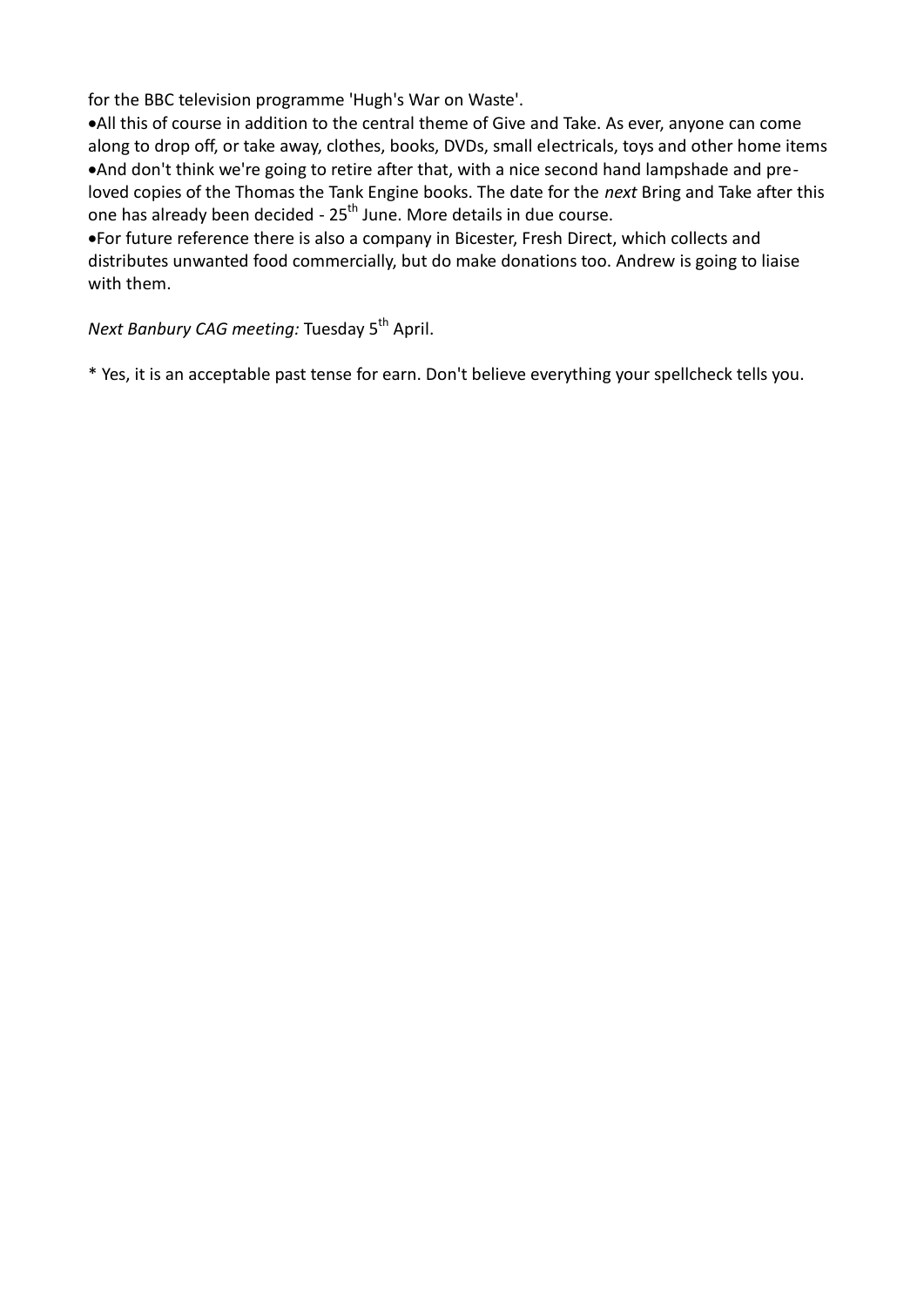for the BBC television programme 'Hugh's War on Waste'.

- All this of course in addition to the central theme of Give and Take. As ever, anyone can come along to drop off, or take away, clothes, books, DVDs, small electricals, toys and other home items
- And don't think we're going to retire after that, with a nice second hand lampshade and pre-loved copies of the Thomas the Tank Engine books. The date for the *next* Bring and Take after this one has already been decided - 25th June. More details in due course.
- For future reference there is also a company in Bicester, Fresh Direct, which collects and distributes unwanted food commercially, but do make donations too. Andrew is going to liaise with them.

*Next Banbury CAG meeting:* Tuesday 5th April.

* Yes, it is an acceptable past tense for earn. Don't believe everything your spellcheck tells you.